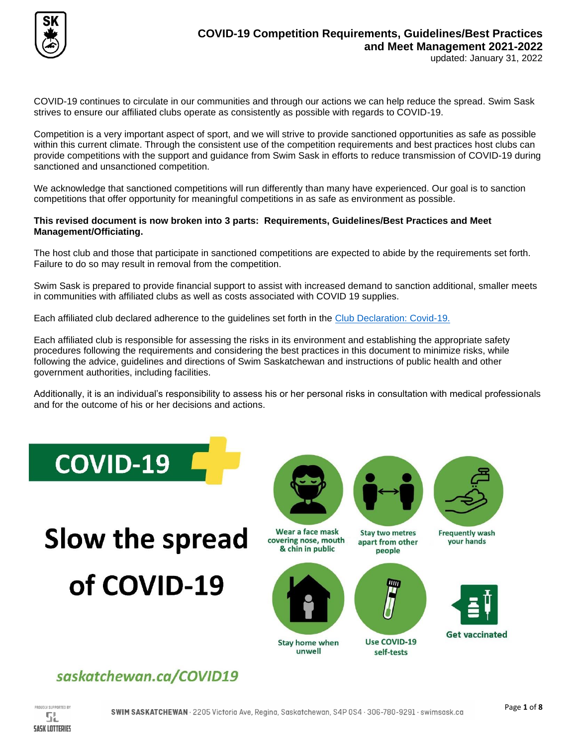# COVID-19 Competition Requirements, Guidelines/Best Practices and Meet Management 2021-2022

updated: January 31, 2022

COVID-19 continues to circulate in our communities and through our actions we can help reduce the spread. Swim Sask strives to ensure our affiliated clubs operate as consistently as possible with regards to COVID-19.

Competition is a very important aspect of sport, and we will strive to provide sanctioned opportunities as safe as possible within this current climate. Through the consistent use of the competition requirements and best practices host clubs can provide competitions with the support and guidance from Swim Sask in efforts to reduce transmission of COVID-19 during sanctioned and unsanctioned competition.

We acknowledge that sanctioned competitions will run differently than many have experienced. Our goal is to sanction competitions that offer opportunity for meaningful competitions in as safe as environment as possible.

**This revised document is now broken into 3 parts: Requirements, Guidelines/Best Practices and Meet Management/Officiating.**

The host club and those that participate in sanctioned competitions are expected to abide by the requirements set forth. Failure to do so may result in removal from the competition.

Swim Sask is prepared to provide financial support to assist with increased demand to sanction additional, smaller meets in communities with affiliated clubs as well as costs associated with COVID 19 supplies.

Each affiliated club declared adherence to the guidelines set forth in the Club Declaration: Covid-19.

Each affiliated club is responsible for assessing the risks in its environment and establishing the appropriate safety procedures following the requirements and considering the best practices in this document to minimize risks, while following the advice, guidelines and directions of Swim Saskatchewan and instructions of public health and other government authorities, including facilities.

Additionally, it is an individual's responsibility to assess his or her personal risks in consultation with medical professionals and for the outcome of his or her decisions and actions.

COVID-19

Slow the spread of COVID-19

Wear a face mask covering nose, mouth & chin in public

Stay two metres apart from other people

Frequently wash your hands

Stay home when unwell

Use COVID-19 self-tests

Get vaccinated

*saskatchewan.ca/COVID19*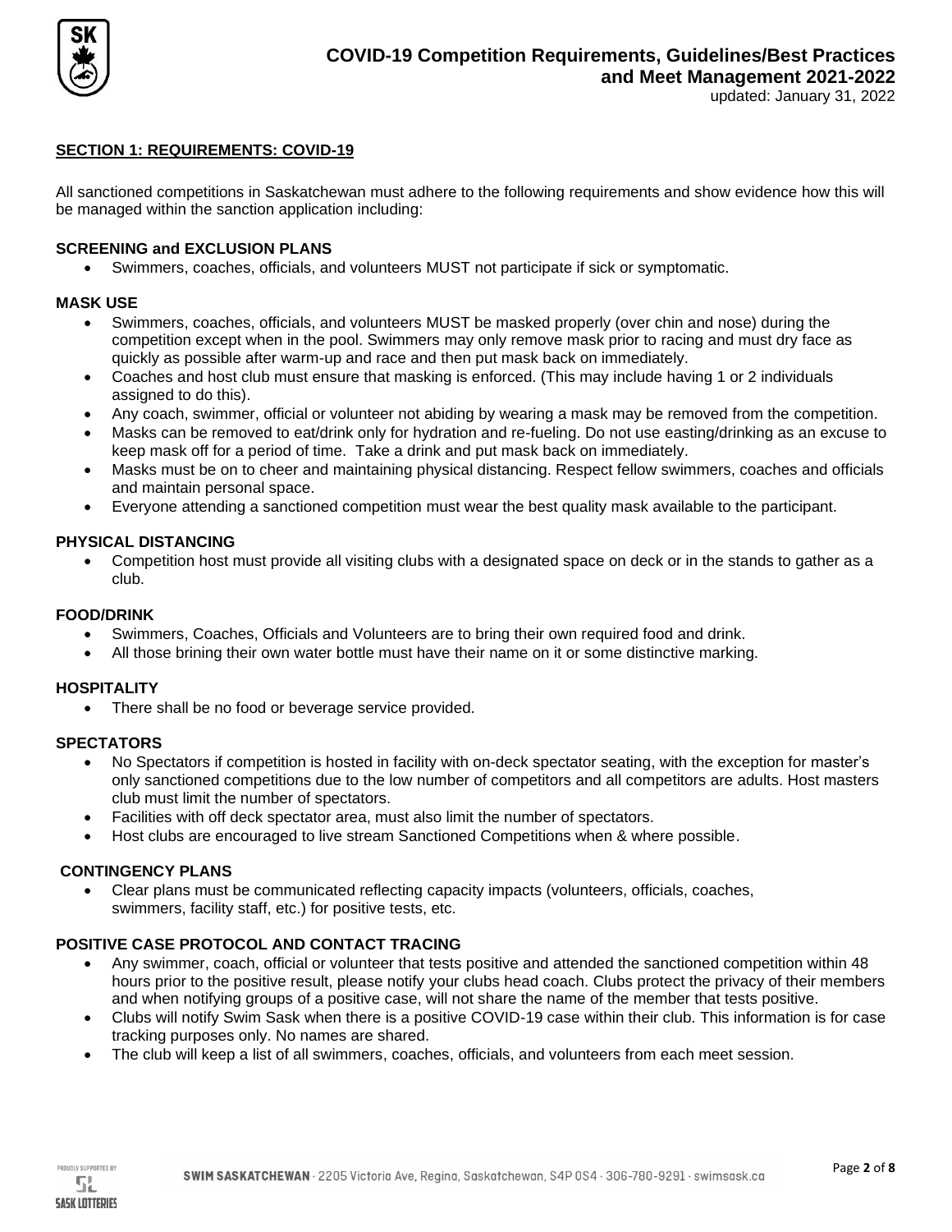## SECTION 1: REQUIREMENTS: COVID-19

All sanctioned competitions in Saskatchewan must adhere to the following requirements and show evidence how this will be managed within the sanction application including:

### SCREENING and EXCLUSION PLANS

- Swimmers, coaches, officials, and volunteers MUST not participate if sick or symptomatic.

### MASK USE

- Swimmers, coaches, officials, and volunteers MUST be masked properly (over chin and nose) during the competition except when in the pool. Swimmers may only remove mask prior to racing and must dry face as quickly as possible after warm-up and race and then put mask back on immediately.
- Coaches and host club must ensure that masking is enforced. (This may include having 1 or 2 individuals assigned to do this).
- Any coach, swimmer, official or volunteer not abiding by wearing a mask may be removed from the competition.
- Masks can be removed to eat/drink only for hydration and re-fueling. Do not use easting/drinking as an excuse to keep mask off for a period of time. Take a drink and put mask back on immediately.
- Masks must be on to cheer and maintaining physical distancing. Respect fellow swimmers, coaches and officials and maintain personal space.
- Everyone attending a sanctioned competition must wear the best quality mask available to the participant.

### PHYSICAL DISTANCING

- Competition host must provide all visiting clubs with a designated space on deck or in the stands to gather as a club.

### FOOD/DRINK

- Swimmers, Coaches, Officials and Volunteers are to bring their own required food and drink.
- All those brining their own water bottle must have their name on it or some distinctive marking.

### HOSPITALITY

- There shall be no food or beverage service provided.

### SPECTATORS

- No Spectators if competition is hosted in facility with on-deck spectator seating, with the exception for master's only sanctioned competitions due to the low number of competitors and all competitors are adults. Host masters club must limit the number of spectators.
- Facilities with off deck spectator area, must also limit the number of spectators.
- Host clubs are encouraged to live stream Sanctioned Competitions when & where possible.

### CONTINGENCY PLANS

- Clear plans must be communicated reflecting capacity impacts (volunteers, officials, coaches, swimmers, facility staff, etc.) for positive tests, etc.

### POSITIVE CASE PROTOCOL AND CONTACT TRACING

- Any swimmer, coach, official or volunteer that tests positive and attended the sanctioned competition within 48 hours prior to the positive result, please notify your clubs head coach. Clubs protect the privacy of their members and when notifying groups of a positive case, will not share the name of the member that tests positive.
- Clubs will notify Swim Sask when there is a positive COVID-19 case within their club. This information is for case tracking purposes only. No names are shared.
- The club will keep a list of all swimmers, coaches, officials, and volunteers from each meet session.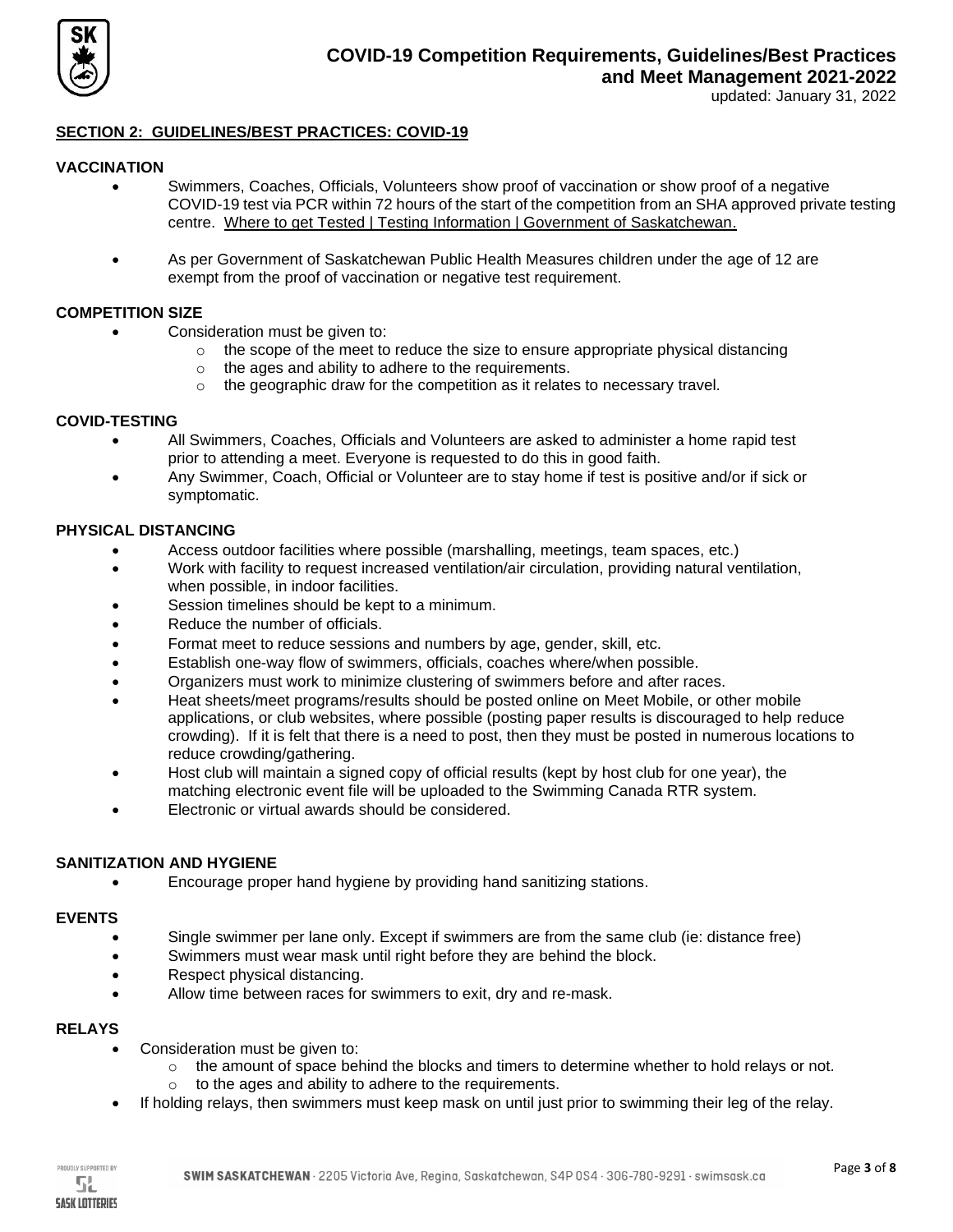## SECTION 2: GUIDELINES/BEST PRACTICES: COVID-19

### VACCINATION

- Swimmers, Coaches, Officials, Volunteers show proof of vaccination or show proof of a negative COVID-19 test via PCR within 72 hours of the start of the competition from an SHA approved private testing centre. Where to get Tested | Testing Information | Government of Saskatchewan.
- As per Government of Saskatchewan Public Health Measures children under the age of 12 are exempt from the proof of vaccination or negative test requirement.

### COMPETITION SIZE

- Consideration must be given to:
  - the scope of the meet to reduce the size to ensure appropriate physical distancing
  - the ages and ability to adhere to the requirements.
  - the geographic draw for the competition as it relates to necessary travel.

### COVID-TESTING

- All Swimmers, Coaches, Officials and Volunteers are asked to administer a home rapid test prior to attending a meet. Everyone is requested to do this in good faith.
- Any Swimmer, Coach, Official or Volunteer are to stay home if test is positive and/or if sick or symptomatic.

### PHYSICAL DISTANCING

- Access outdoor facilities where possible (marshalling, meetings, team spaces, etc.)
- Work with facility to request increased ventilation/air circulation, providing natural ventilation, when possible, in indoor facilities.
- Session timelines should be kept to a minimum.
- Reduce the number of officials.
- Format meet to reduce sessions and numbers by age, gender, skill, etc.
- Establish one-way flow of swimmers, officials, coaches where/when possible.
- Organizers must work to minimize clustering of swimmers before and after races.
- Heat sheets/meet programs/results should be posted online on Meet Mobile, or other mobile applications, or club websites, where possible (posting paper results is discouraged to help reduce crowding). If it is felt that there is a need to post, then they must be posted in numerous locations to reduce crowding/gathering.
- Host club will maintain a signed copy of official results (kept by host club for one year), the matching electronic event file will be uploaded to the Swimming Canada RTR system.
- Electronic or virtual awards should be considered.

### SANITIZATION AND HYGIENE

- Encourage proper hand hygiene by providing hand sanitizing stations.

### EVENTS

- Single swimmer per lane only. Except if swimmers are from the same club (ie: distance free)
- Swimmers must wear mask until right before they are behind the block.
- Respect physical distancing.
- Allow time between races for swimmers to exit, dry and re-mask.

### RELAYS

- Consideration must be given to:
  - the amount of space behind the blocks and timers to determine whether to hold relays or not.
  - to the ages and ability to adhere to the requirements.
- If holding relays, then swimmers must keep mask on until just prior to swimming their leg of the relay.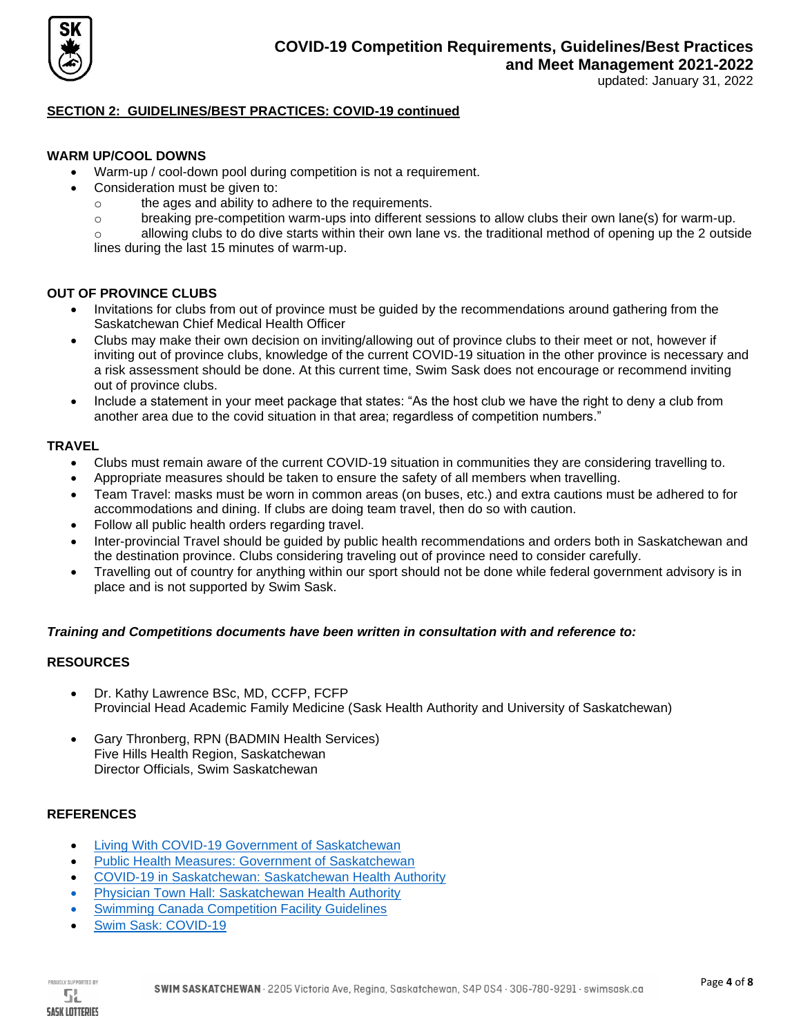## SECTION 2: GUIDELINES/BEST PRACTICES: COVID-19 continued

### WARM UP/COOL DOWNS

- Warm-up / cool-down pool during competition is not a requirement.
- Consideration must be given to:
  - the ages and ability to adhere to the requirements.
  - breaking pre-competition warm-ups into different sessions to allow clubs their own lane(s) for warm-up.
  - allowing clubs to do dive starts within their own lane vs. the traditional method of opening up the 2 outside lines during the last 15 minutes of warm-up.

### OUT OF PROVINCE CLUBS

- Invitations for clubs from out of province must be guided by the recommendations around gathering from the Saskatchewan Chief Medical Health Officer
- Clubs may make their own decision on inviting/allowing out of province clubs to their meet or not, however if inviting out of province clubs, knowledge of the current COVID-19 situation in the other province is necessary and a risk assessment should be done. At this current time, Swim Sask does not encourage or recommend inviting out of province clubs.
- Include a statement in your meet package that states: "As the host club we have the right to deny a club from another area due to the covid situation in that area; regardless of competition numbers."

### TRAVEL

- Clubs must remain aware of the current COVID-19 situation in communities they are considering travelling to.
- Appropriate measures should be taken to ensure the safety of all members when travelling.
- Team Travel: masks must be worn in common areas (on buses, etc.) and extra cautions must be adhered to for accommodations and dining. If clubs are doing team travel, then do so with caution.
- Follow all public health orders regarding travel.
- Inter-provincial Travel should be guided by public health recommendations and orders both in Saskatchewan and the destination province. Clubs considering traveling out of province need to consider carefully.
- Travelling out of country for anything within our sport should not be done while federal government advisory is in place and is not supported by Swim Sask.

***Training and Competitions documents have been written in consultation with and reference to:***

### RESOURCES

- Dr. Kathy Lawrence BSc, MD, CCFP, FCFP
  Provincial Head Academic Family Medicine (Sask Health Authority and University of Saskatchewan)

- Gary Thronberg, RPN (BADMIN Health Services)
  Five Hills Health Region, Saskatchewan
  Director Officials, Swim Saskatchewan

### REFERENCES

- Living With COVID-19 Government of Saskatchewan
- Public Health Measures: Government of Saskatchewan
- COVID-19 in Saskatchewan: Saskatchewan Health Authority
- Physician Town Hall: Saskatchewan Health Authority
- Swimming Canada Competition Facility Guidelines
- Swim Sask: COVID-19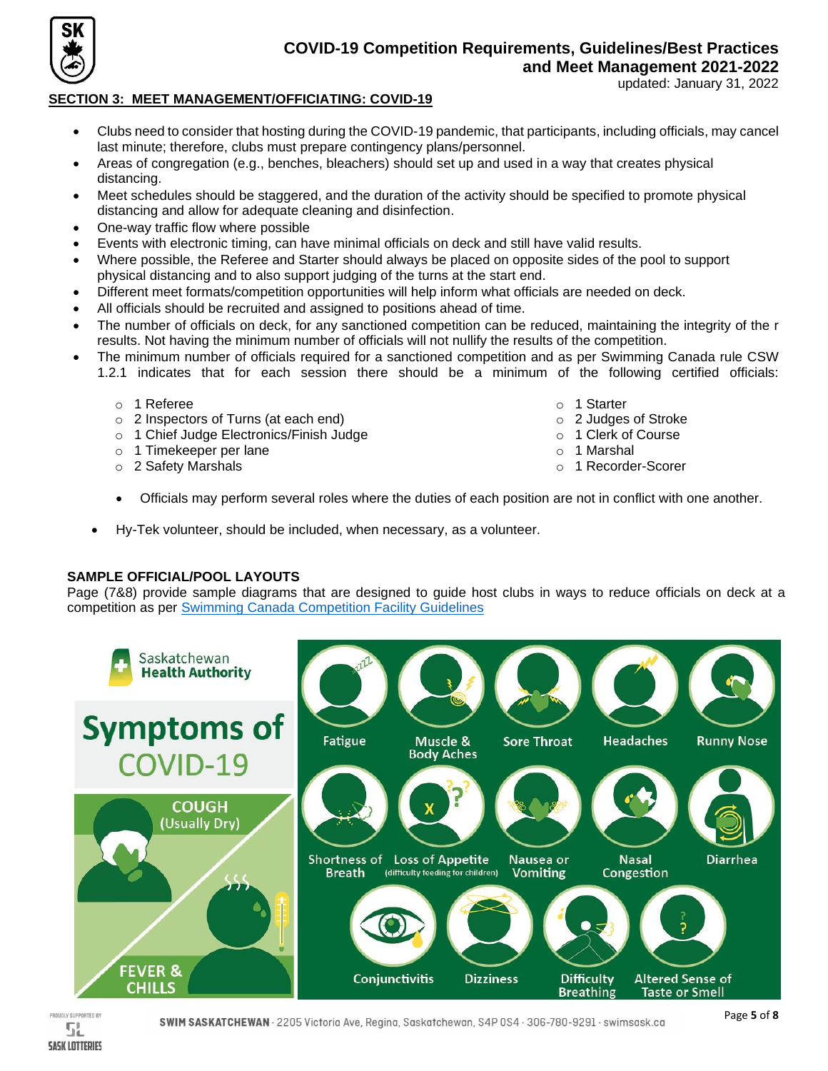## SECTION 3: MEET MANAGEMENT/OFFICIATING: COVID-19

- Clubs need to consider that hosting during the COVID-19 pandemic, that participants, including officials, may cancel last minute; therefore, clubs must prepare contingency plans/personnel.
- Areas of congregation (e.g., benches, bleachers) should set up and used in a way that creates physical distancing.
- Meet schedules should be staggered, and the duration of the activity should be specified to promote physical distancing and allow for adequate cleaning and disinfection.
- One-way traffic flow where possible
- Events with electronic timing, can have minimal officials on deck and still have valid results.
- Where possible, the Referee and Starter should always be placed on opposite sides of the pool to support physical distancing and to also support judging of the turns at the start end.
- Different meet formats/competition opportunities will help inform what officials are needed on deck.
- All officials should be recruited and assigned to positions ahead of time.
- The number of officials on deck, for any sanctioned competition can be reduced, maintaining the integrity of the r results. Not having the minimum number of officials will not nullify the results of the competition.
- The minimum number of officials required for a sanctioned competition and as per Swimming Canada rule CSW 1.2.1 indicates that for each session there should be a minimum of the following certified officials:
  - 1 Referee
  - 2 Inspectors of Turns (at each end)
  - 1 Chief Judge Electronics/Finish Judge
  - 1 Timekeeper per lane
  - 2 Safety Marshals
  - 1 Starter
  - 2 Judges of Stroke
  - 1 Clerk of Course
  - 1 Marshal
  - 1 Recorder-Scorer

  - Officials may perform several roles where the duties of each position are not in conflict with one another.

- Hy-Tek volunteer, should be included, when necessary, as a volunteer.

### SAMPLE OFFICIAL/POOL LAYOUTS

Page (7&8) provide sample diagrams that are designed to guide host clubs in ways to reduce officials on deck at a competition as per [Swimming Canada Competition Facility Guidelines]

Saskatchewan Health Authority

Symptoms of COVID-19

COUGH (Usually Dry)

FEVER & CHILLS

Fatigue

Muscle & Body Aches

Sore Throat

Headaches

Runny Nose

Shortness of Breath

Loss of Appetite (difficulty feeding for children)

Nausea or Vomiting

Nasal Congestion

Diarrhea

Conjunctivitis

Dizziness

Difficulty Breathing

Altered Sense of Taste or Smell

SWIM SASKATCHEWAN · 2205 Victoria Ave, Regina, Saskatchewan, S4P 0S4 · 306-780-9291 · swimsask.ca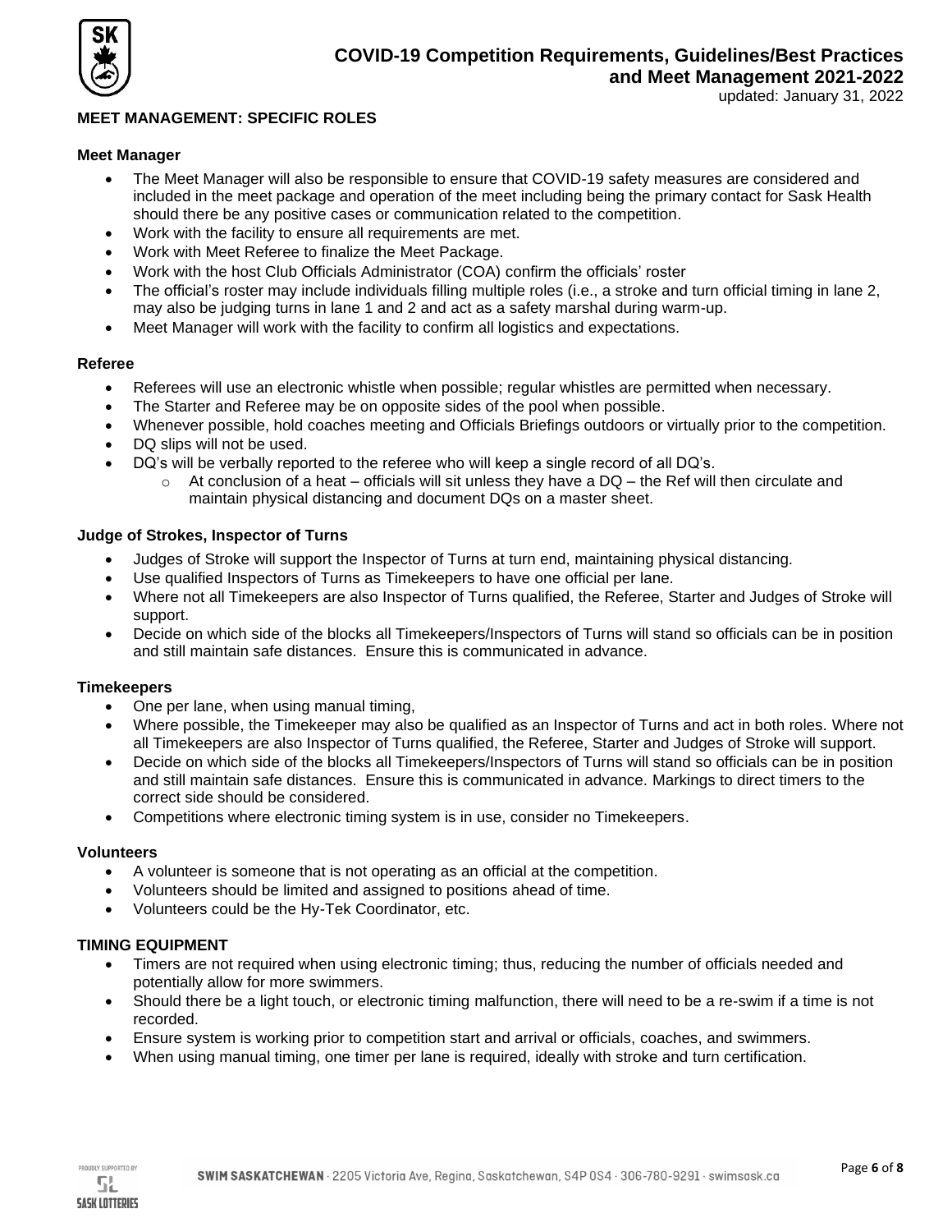## MEET MANAGEMENT: SPECIFIC ROLES

### Meet Manager

- The Meet Manager will also be responsible to ensure that COVID-19 safety measures are considered and included in the meet package and operation of the meet including being the primary contact for Sask Health should there be any positive cases or communication related to the competition.
- Work with the facility to ensure all requirements are met.
- Work with Meet Referee to finalize the Meet Package.
- Work with the host Club Officials Administrator (COA) confirm the officials' roster
- The official's roster may include individuals filling multiple roles (i.e., a stroke and turn official timing in lane 2, may also be judging turns in lane 1 and 2 and act as a safety marshal during warm-up.
- Meet Manager will work with the facility to confirm all logistics and expectations.

### Referee

- Referees will use an electronic whistle when possible; regular whistles are permitted when necessary.
- The Starter and Referee may be on opposite sides of the pool when possible.
- Whenever possible, hold coaches meeting and Officials Briefings outdoors or virtually prior to the competition.
- DQ slips will not be used.
- DQ's will be verbally reported to the referee who will keep a single record of all DQ's.
  - At conclusion of a heat – officials will sit unless they have a DQ – the Ref will then circulate and maintain physical distancing and document DQs on a master sheet.

### Judge of Strokes, Inspector of Turns

- Judges of Stroke will support the Inspector of Turns at turn end, maintaining physical distancing.
- Use qualified Inspectors of Turns as Timekeepers to have one official per lane.
- Where not all Timekeepers are also Inspector of Turns qualified, the Referee, Starter and Judges of Stroke will support.
- Decide on which side of the blocks all Timekeepers/Inspectors of Turns will stand so officials can be in position and still maintain safe distances. Ensure this is communicated in advance.

### Timekeepers

- One per lane, when using manual timing,
- Where possible, the Timekeeper may also be qualified as an Inspector of Turns and act in both roles. Where not all Timekeepers are also Inspector of Turns qualified, the Referee, Starter and Judges of Stroke will support.
- Decide on which side of the blocks all Timekeepers/Inspectors of Turns will stand so officials can be in position and still maintain safe distances. Ensure this is communicated in advance. Markings to direct timers to the correct side should be considered.
- Competitions where electronic timing system is in use, consider no Timekeepers.

### Volunteers

- A volunteer is someone that is not operating as an official at the competition.
- Volunteers should be limited and assigned to positions ahead of time.
- Volunteers could be the Hy-Tek Coordinator, etc.

## TIMING EQUIPMENT

- Timers are not required when using electronic timing; thus, reducing the number of officials needed and potentially allow for more swimmers.
- Should there be a light touch, or electronic timing malfunction, there will need to be a re-swim if a time is not recorded.
- Ensure system is working prior to competition start and arrival or officials, coaches, and swimmers.
- When using manual timing, one timer per lane is required, ideally with stroke and turn certification.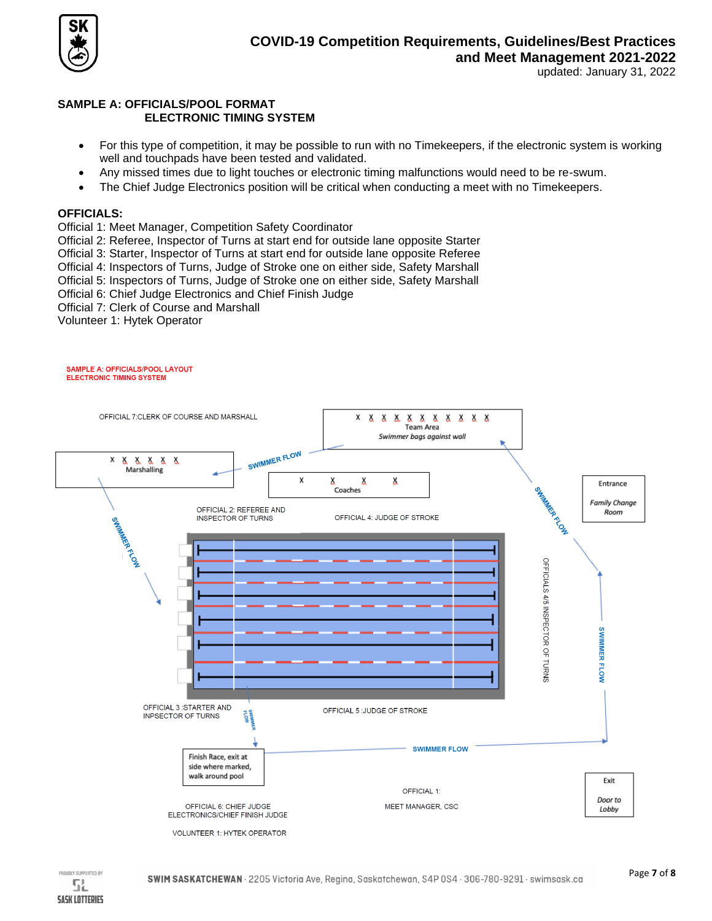## SAMPLE A: OFFICIALS/POOL FORMAT
## ELECTRONIC TIMING SYSTEM

- For this type of competition, it may be possible to run with no Timekeepers, if the electronic system is working well and touchpads have been tested and validated.
- Any missed times due to light touches or electronic timing malfunctions would need to be re-swum.
- The Chief Judge Electronics position will be critical when conducting a meet with no Timekeepers.

**OFFICIALS:**

Official 1: Meet Manager, Competition Safety Coordinator
Official 2: Referee, Inspector of Turns at start end for outside lane opposite Starter
Official 3: Starter, Inspector of Turns at start end for outside lane opposite Referee
Official 4: Inspectors of Turns, Judge of Stroke one on either side, Safety Marshall
Official 5: Inspectors of Turns, Judge of Stroke one on either side, Safety Marshall
Official 6: Chief Judge Electronics and Chief Finish Judge
Official 7: Clerk of Course and Marshall
Volunteer 1: Hytek Operator

SAMPLE A: OFFICIALS/POOL LAYOUT
ELECTRONIC TIMING SYSTEM

OFFICIAL 7:CLERK OF COURSE AND MARSHALL

X X X X X X X X X X X
Team Area
*Swimmer bags against wall*

X X X X X X
Marshalling

SWIMMER FLOW

X X X X
Coaches

Entrance

*Family Change Room*

OFFICIAL 2: REFEREE AND INSPECTOR OF TURNS

OFFICIAL 4: JUDGE OF STROKE

SWIMMER FLOW

SWIMMER FLOW

OFFICIALS 4/5 INSPECTOR OF TURNS

SWIMMER FLOW

OFFICIAL 3 :STARTER AND INSPECTOR OF TURNS

SWIMMER FLOW

OFFICIAL 5 :JUDGE OF STROKE

SWIMMER FLOW

Finish Race, exit at side where marked, walk around pool

OFFICIAL 1:

MEET MANAGER, CSC

Exit

*Door to Lobby*

OFFICIAL 6: CHIEF JUDGE ELECTRONICS/CHIEF FINISH JUDGE

VOLUNTEER 1: HYTEK OPERATOR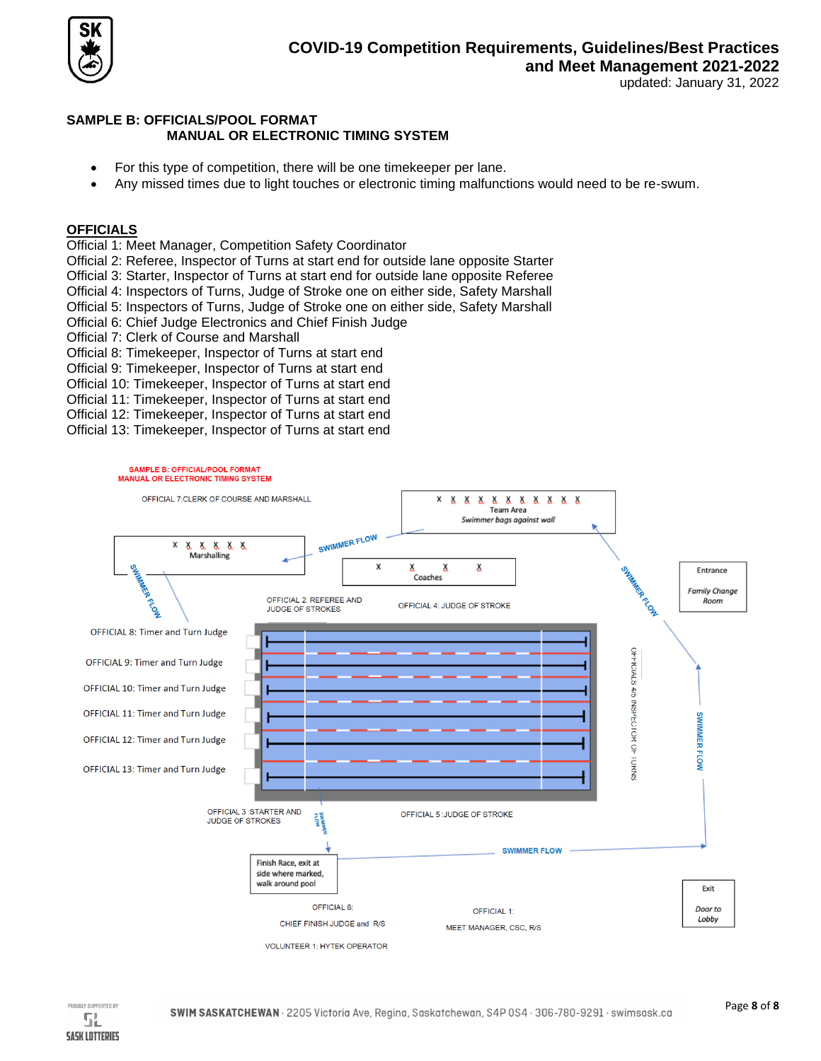## SAMPLE B: OFFICIALS/POOL FORMAT
## MANUAL OR ELECTRONIC TIMING SYSTEM

- For this type of competition, there will be one timekeeper per lane.
- Any missed times due to light touches or electronic timing malfunctions would need to be re-swum.

**OFFICIALS**

Official 1: Meet Manager, Competition Safety Coordinator
Official 2: Referee, Inspector of Turns at start end for outside lane opposite Starter
Official 3: Starter, Inspector of Turns at start end for outside lane opposite Referee
Official 4: Inspectors of Turns, Judge of Stroke one on either side, Safety Marshall
Official 5: Inspectors of Turns, Judge of Stroke one on either side, Safety Marshall
Official 6: Chief Judge Electronics and Chief Finish Judge
Official 7: Clerk of Course and Marshall
Official 8: Timekeeper, Inspector of Turns at start end
Official 9: Timekeeper, Inspector of Turns at start end
Official 10: Timekeeper, Inspector of Turns at start end
Official 11: Timekeeper, Inspector of Turns at start end
Official 12: Timekeeper, Inspector of Turns at start end
Official 13: Timekeeper, Inspector of Turns at start end

SAMPLE B: OFFICIAL/POOL FORMAT
MANUAL OR ELECTRONIC TIMING SYSTEM

OFFICIAL 7: CLERK OF COURSE AND MARSHALL

Team Area
*Swimmer bags against wall*

Marshalling

SWIMMER FLOW

Coaches

Entrance
*Family Change Room*

OFFICIAL 2: REFEREE AND JUDGE OF STROKES

OFFICIAL 4: JUDGE OF STROKE

OFFICIAL 8: Timer and Turn Judge
OFFICIAL 9: Timer and Turn Judge
OFFICIAL 10: Timer and Turn Judge
OFFICIAL 11: Timer and Turn Judge
OFFICIAL 12: Timer and Turn Judge
OFFICIAL 13: Timer and Turn Judge

OFFICIALS 4/5 INSPECTOR OF TURNS

OFFICIAL 3 :STARTER AND JUDGE OF STROKES

OFFICIAL 5 :JUDGE OF STROKE

Finish Race, exit at side where marked, walk around pool

OFFICIAL 6:
CHIEF FINISH JUDGE and R/S

OFFICIAL 1:
MEET MANAGER, CSC, R/S

Exit
*Door to Lobby*

VOLUNTEER 1: HYTEK OPERATOR